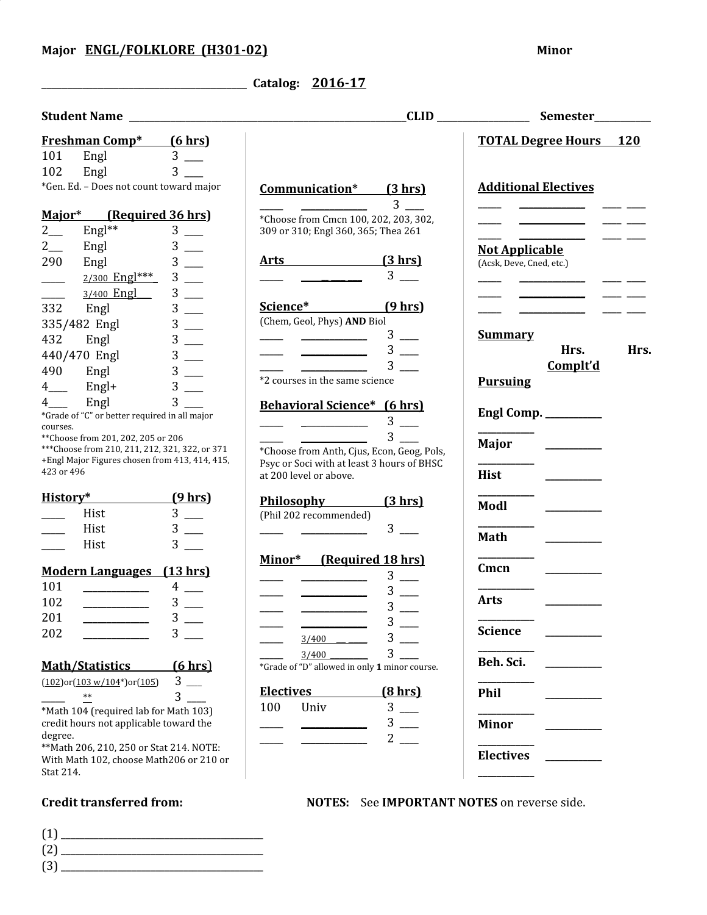**Major** **ENGL/FOLKLORE (H301-02)** **Minor**

______________________________ **Catalog:** **2016-17**

**Student Name** ______________________________ **CLID** ______________ **Semester** __________

**Freshman Comp* (6 hrs)**

| | | | |
|---|---|---|---|
| 101 | Engl | 3 | ___ |
| 102 | Engl | 3 | ___ |

*Gen. Ed. – Does not count toward major

**Major* (Required 36 hrs)**

| | | | |
|---|---|---|---|
| 2___ | Engl** | 3 | ___ |
| 2___ | Engl | 3 | ___ |
| 290 | Engl | 3 | ___ |
| ____ | 2/300 Engl*** | 3 | ___ |
| ____ | 3/400 Engl | 3 | ___ |
| 332 | Engl | 3 | ___ |
| 335/482 | Engl | 3 | ___ |
| 432 | Engl | 3 | ___ |
| 440/470 | Engl | 3 | ___ |
| 490 | Engl | 3 | ___ |
| 4___ | Engl+ | 3 | ___ |
| 4___ | Engl | 3 | ___ |

*Grade of "C" or better required in all major courses.
**Choose from 201, 202, 205 or 206
***Choose from 210, 211, 212, 321, 322, or 371
+Engl Major Figures chosen from 413, 414, 415, 423 or 496

**History* (9 hrs)**

| | | | |
|---|---|---|---|
| ____ | Hist | 3 | ___ |
| ____ | Hist | 3 | ___ |
| ____ | Hist | 3 | ___ |

**Modern Languages (13 hrs)**

| | | | |
|---|---|---|---|
| 101 | ________ | 4 | ___ |
| 102 | ________ | 3 | ___ |
| 201 | ________ | 3 | ___ |
| 202 | ________ | 3 | ___ |

**Math/Statistics (6 hrs)**

| | | | |
|---|---|---|---|
| (102)or(103 w/104*)or(105) | | 3 | ___ |
| ____ | ** | 3 | ___ |

*Math 104 (required lab for Math 103) credit hours not applicable toward the degree.
**Math 206, 210, 250 or Stat 214. NOTE: With Math 102, choose Math206 or 210 or Stat 214.

**Communication* (3 hrs)**

| | | | |
|---|---|---|---|
| ____ | ________ | 3 | ___ |

*Choose from Cmcn 100, 202, 203, 302, 309 or 310; Engl 360, 365; Thea 261

**Arts (3 hrs)**

| | | | |
|---|---|---|---|
| ____ | ________ | 3 | ___ |

**Science* (9 hrs)**

(Chem, Geol, Phys) **AND** Biol

| | | | |
|---|---|---|---|
| ____ | ________ | 3 | ___ |
| ____ | ________ | 3 | ___ |
| ____ | ________ | 3 | ___ |

*2 courses in the same science

**Behavioral Science* (6 hrs)**

| | | | |
|---|---|---|---|
| ____ | ________ | 3 | ___ |
| ____ | ________ | 3 | ___ |

*Choose from Anth, Cjus, Econ, Geog, Pols, Psyc or Soci with at least 3 hours of BHSC at 200 level or above.

**Philosophy (3 hrs)**

(Phil 202 recommended)

| | | | |
|---|---|---|---|
| ____ | ________ | 3 | ___ |

**Minor* (Required 18 hrs)**

| | | | |
|---|---|---|---|
| ____ | ________ | 3 | ___ |
| ____ | ________ | 3 | ___ |
| ____ | ________ | 3 | ___ |
| ____ | ________ | 3 | ___ |
| ____ | 3/400 ____ | 3 | ___ |
| ____ | 3/400 ____ | 3 | ___ |

*Grade of "D" allowed in only **1** minor course.

**Electives (8 hrs)**

| | | | |
|---|---|---|---|
| 100 | Univ | 3 | ___ |
| ____ | ________ | 3 | ___ |
| ____ | ________ | 2 | ___ |

**TOTAL Degree Hours 120**

**Additional Electives**

| | | | |
|---|---|---|---|
| ____ | ________ | ___ | ___ |
| ____ | ________ | ___ | ___ |
| ____ | ________ | ___ | ___ |

**Not Applicable**

(Acsk, Deve, Cned, etc.)

| | | | |
|---|---|---|---|
| ____ | ________ | ___ | ___ |
| ____ | ________ | ___ | ___ |
| ____ | ________ | ___ | ___ |

**Summary**

| | Hrs. Complt'd | Hrs. Pursuing |
|---|---|---|
| **Engl Comp.** | ________ | ________ |
| **Major** | ________ | ________ |
| **Hist** | ________ | ________ |
| **Modl** | ________ | ________ |
| **Math** | ________ | ________ |
| **Cmcn** | ________ | ________ |
| **Arts** | ________ | ________ |
| **Science** | ________ | ________ |
| **Beh. Sci.** | ________ | ________ |
| **Phil** | ________ | ________ |
| **Minor** | ________ | ________ |
| **Electives** | ________ | ________ |

**Credit transferred from:**

(1) ______________________________
(2) ______________________________
(3) ______________________________

**NOTES:** See **IMPORTANT NOTES** on reverse side.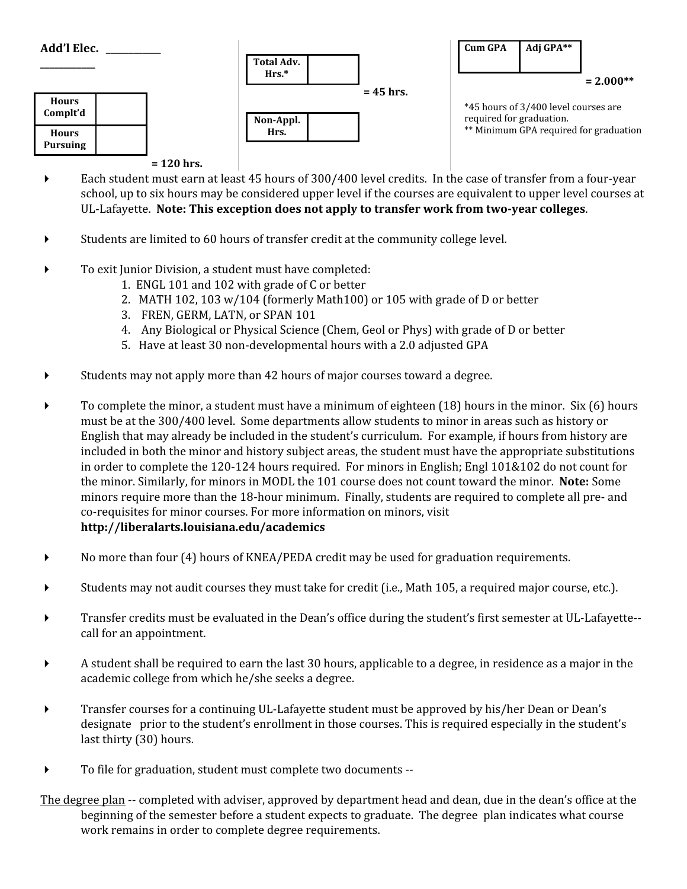**Add'l Elec.** ___________ ___________

| Hours Complt'd | |
|---|---|
| Hours Pursuing | |

**= 120 hrs.**

| Total Adv. Hrs.* | |
|---|---|

**= 45 hrs.**

| Non-Appl. Hrs. | |
|---|---|

| Cum GPA | Adj GPA** |
|---|---|
| | |

**= 2.000****

*45 hours of 3/400 level courses are required for graduation.
** Minimum GPA required for graduation

- Each student must earn at least 45 hours of 300/400 level credits. In the case of transfer from a four-year school, up to six hours may be considered upper level if the courses are equivalent to upper level courses at UL-Lafayette. **Note: This exception does not apply to transfer work from two-year colleges**.

- Students are limited to 60 hours of transfer credit at the community college level.

- To exit Junior Division, a student must have completed:
  1. ENGL 101 and 102 with grade of C or better
  2. MATH 102, 103 w/104 (formerly Math100) or 105 with grade of D or better
  3. FREN, GERM, LATN, or SPAN 101
  4. Any Biological or Physical Science (Chem, Geol or Phys) with grade of D or better
  5. Have at least 30 non-developmental hours with a 2.0 adjusted GPA

- Students may not apply more than 42 hours of major courses toward a degree.

- To complete the minor, a student must have a minimum of eighteen (18) hours in the minor. Six (6) hours must be at the 300/400 level. Some departments allow students to minor in areas such as history or English that may already be included in the student's curriculum. For example, if hours from history are included in both the minor and history subject areas, the student must have the appropriate substitutions in order to complete the 120-124 hours required. For minors in English; Engl 101&102 do not count for the minor. Similarly, for minors in MODL the 101 course does not count toward the minor. **Note:** Some minors require more than the 18-hour minimum. Finally, students are required to complete all pre- and co-requisites for minor courses. For more information on minors, visit **http://liberalarts.louisiana.edu/academics**

- No more than four (4) hours of KNEA/PEDA credit may be used for graduation requirements.

- Students may not audit courses they must take for credit (i.e., Math 105, a required major course, etc.).

- Transfer credits must be evaluated in the Dean's office during the student's first semester at UL-Lafayette--call for an appointment.

- A student shall be required to earn the last 30 hours, applicable to a degree, in residence as a major in the academic college from which he/she seeks a degree.

- Transfer courses for a continuing UL-Lafayette student must be approved by his/her Dean or Dean's designate prior to the student's enrollment in those courses. This is required especially in the student's last thirty (30) hours.

- To file for graduation, student must complete two documents --

<u>The degree plan</u> -- completed with adviser, approved by department head and dean, due in the dean's office at the beginning of the semester before a student expects to graduate. The degree plan indicates what course work remains in order to complete degree requirements.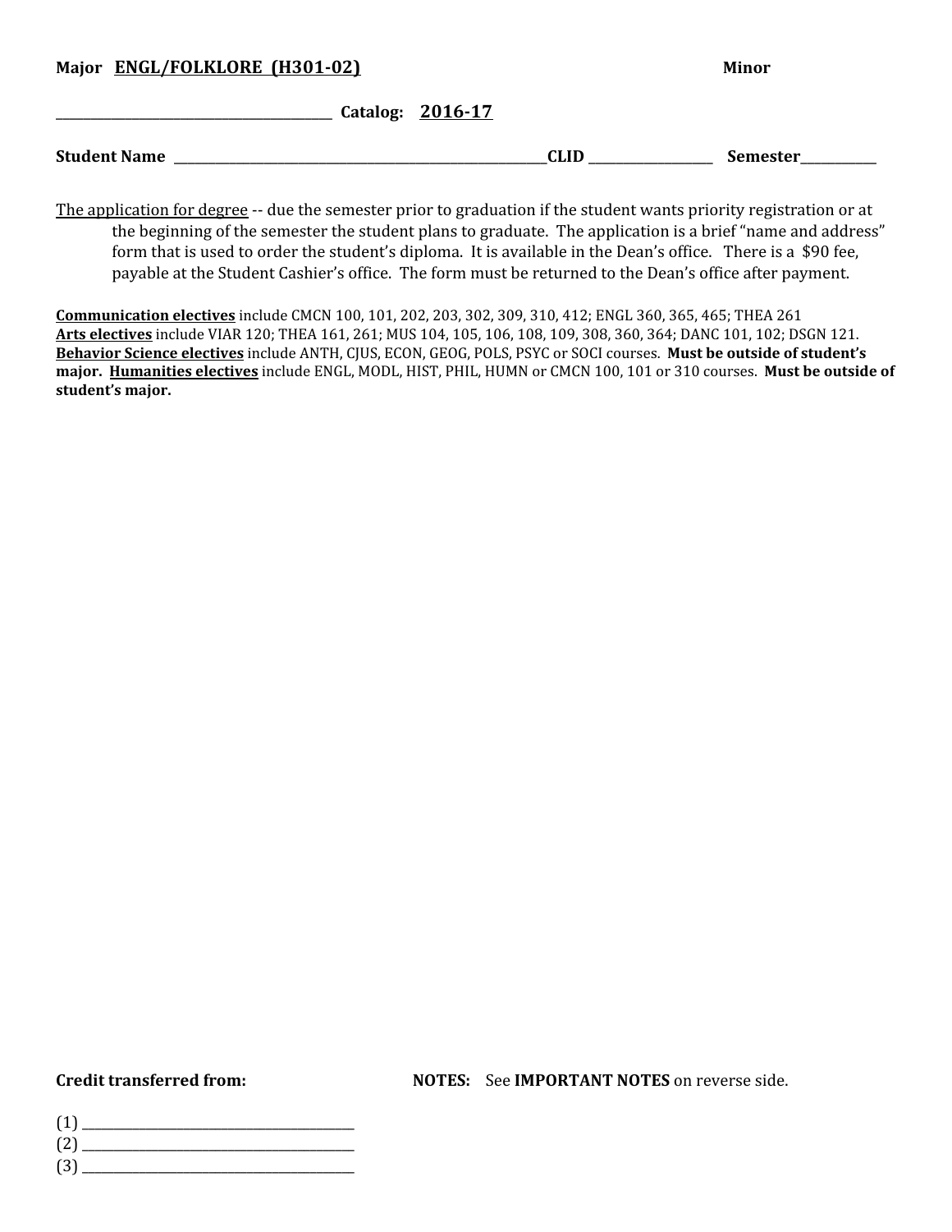**Major** ENGL/FOLKLORE (H301-02) **Minor**

________________________________ **Catalog:** 2016-17

**Student Name** ____________________________________________**CLID** ______________ **Semester**_________

The application for degree -- due the semester prior to graduation if the student wants priority registration or at the beginning of the semester the student plans to graduate. The application is a brief "name and address" form that is used to order the student's diploma. It is available in the Dean's office. There is a $90 fee, payable at the Student Cashier's office. The form must be returned to the Dean's office after payment.

**Communication electives** include CMCN 100, 101, 202, 203, 302, 309, 310, 412; ENGL 360, 365, 465; THEA 261
**Arts electives** include VIAR 120; THEA 161, 261; MUS 104, 105, 106, 108, 109, 308, 360, 364; DANC 101, 102; DSGN 121.
**Behavior Science electives** include ANTH, CJUS, ECON, GEOG, POLS, PSYC or SOCI courses. **Must be outside of student's major.** **Humanities electives** include ENGL, MODL, HIST, PHIL, HUMN or CMCN 100, 101 or 310 courses. **Must be outside of student's major.**

**Credit transferred from:**

(1) ________________________________
(2) ________________________________
(3) ________________________________

**NOTES:** See **IMPORTANT NOTES** on reverse side.